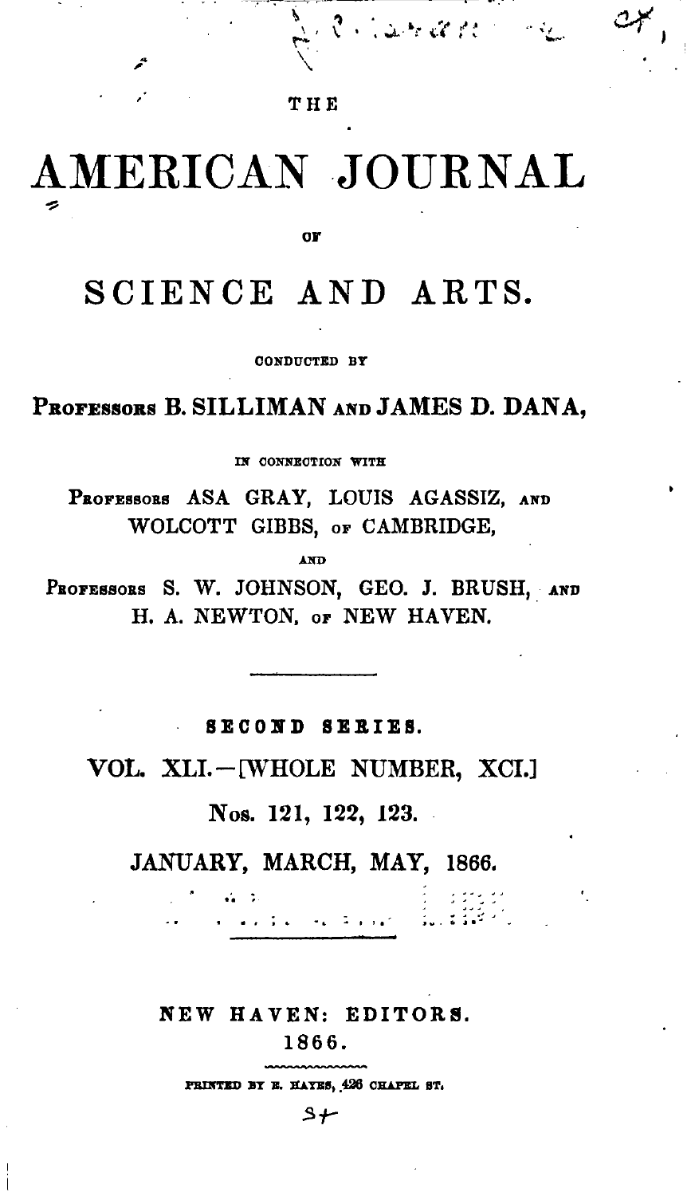THE

# AMERICAN JOURNAL

OF

# SCIENCE AND ARTS.

CONDUCTED BY

PROFESSORS B. SILLIMAN AND JAMES D. DANA,

IN CONNECTION WITH

PROFESSORS ASA GRAY, LOUIS AGASSIZ, AND WOLCOTT GIBBS, OF CAMBRIDGE,

AND

PROFESSORS S. W. JOHNSON, GEO. J. BRUSH, AND H. A. NEWTON, OF NEW HAVEN.

---

SECOND SERIES.

VOL. XLI.—[WHOLE NUMBER, XCI.]

Nos. 121, 122, 123.

JANUARY, MARCH, MAY, 1866.

---

NEW HAVEN: EDITORS.

1866.

PRINTED BY E. HAYES, 426 CHAPEL ST.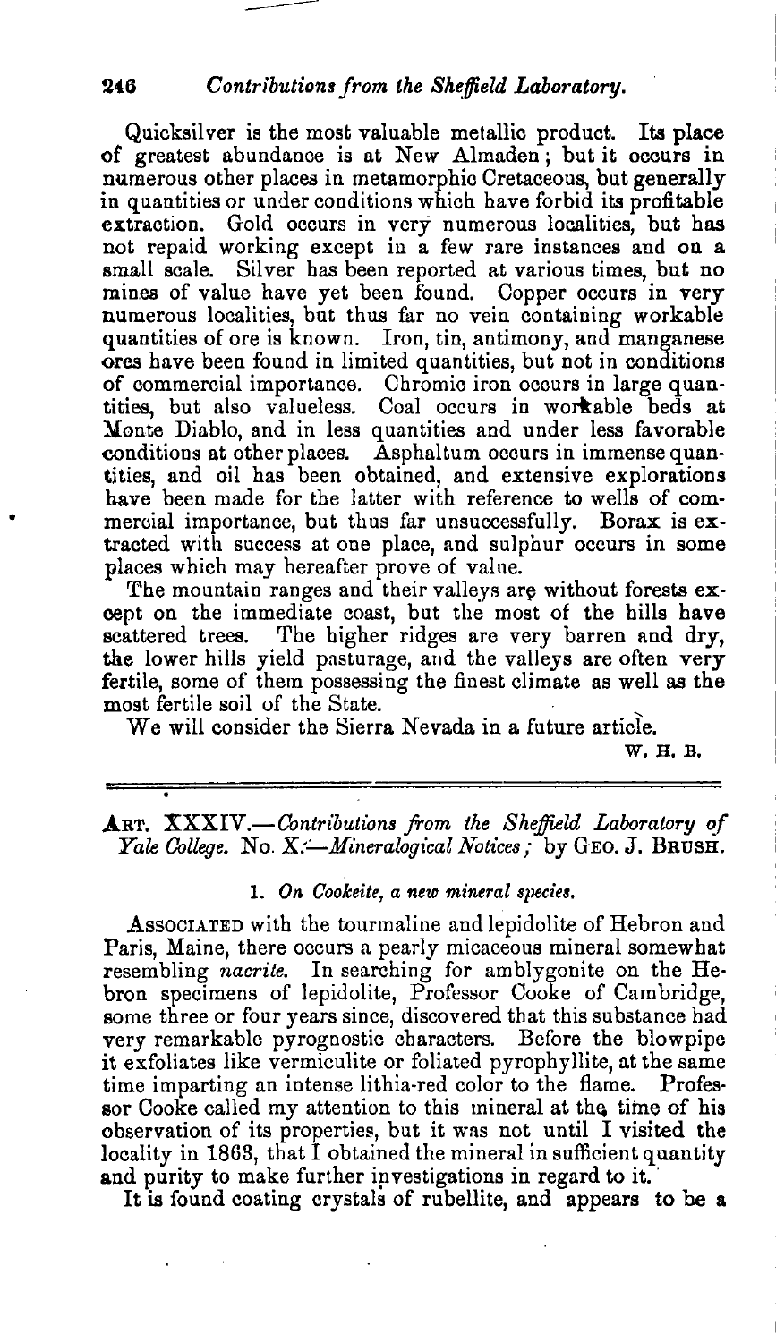Quicksilver is the most valuable metallic product. Its place of greatest abundance is at New Almaden; but it occurs in numerous other places in metamorphic Cretaceous, but generally in quantities or under conditions which have forbid its profitable extraction. Gold occurs in very numerous localities, but has not repaid working except in a few rare instances and on a small scale. Silver has been reported at various times, but no mines of value have yet been found. Copper occurs in very numerous localities, but thus far no vein containing workable quantities of ore is known. Iron, tin, antimony, and manganese ores have been found in limited quantities, but not in conditions of commercial importance. Chromic iron occurs in large quantities, but also valueless. Coal occurs in workable beds at Monte Diablo, and in less quantities and under less favorable conditions at other places. Asphaltum occurs in immense quantities, and oil has been obtained, and extensive explorations have been made for the latter with reference to wells of commercial importance, but thus far unsuccessfully. Borax is extracted with success at one place, and sulphur occurs in some places which may hereafter prove of value.

The mountain ranges and their valleys are without forests except on the immediate coast, but the most of the hills have scattered trees. The higher ridges are very barren and dry, the lower hills yield pasturage, and the valleys are often very fertile, some of them possessing the finest climate as well as the most fertile soil of the State.

We will consider the Sierra Nevada in a future article.

W. H. B.

---

## ART. XXXIV.—*Contributions from the Sheffield Laboratory of Yale College.* No. X.—*Mineralogical Notices;* by GEO. J. BRUSH.

### 1. *On Cookeite, a new mineral species.*

ASSOCIATED with the tourmaline and lepidolite of Hebron and Paris, Maine, there occurs a pearly micaceous mineral somewhat resembling *nacrite*. In searching for amblygonite on the Hebron specimens of lepidolite, Professor Cooke of Cambridge, some three or four years since, discovered that this substance had very remarkable pyrognostic characters. Before the blowpipe it exfoliates like vermiculite or foliated pyrophyllite, at the same time imparting an intense lithia-red color to the flame. Professor Cooke called my attention to this mineral at the time of his observation of its properties, but it was not until I visited the locality in 1863, that I obtained the mineral in sufficient quantity and purity to make further investigations in regard to it.

It is found coating crystals of rubellite, and appears to be a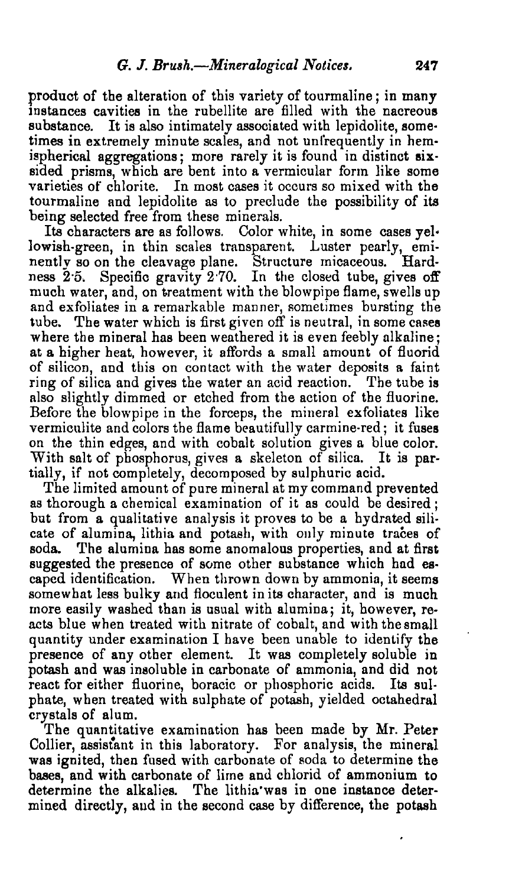product of the alteration of this variety of tourmaline; in many instances cavities in the rubellite are filled with the nacreous substance. It is also intimately associated with lepidolite, sometimes in extremely minute scales, and not unfrequently in hemispherical aggregations; more rarely it is found in distinct six-sided prisms, which are bent into a vermicular form like some varieties of chlorite. In most cases it occurs so mixed with the tourmaline and lepidolite as to preclude the possibility of its being selected free from these minerals.

Its characters are as follows. Color white, in some cases yellowish-green, in thin scales transparent. Luster pearly, eminently so on the cleavage plane. Structure micaceous. Hardness 2·5. Specific gravity 2·70. In the closed tube, gives off much water, and, on treatment with the blowpipe flame, swells up and exfoliates in a remarkable manner, sometimes bursting the tube. The water which is first given off is neutral, in some cases where the mineral has been weathered it is even feebly alkaline; at a higher heat, however, it affords a small amount of fluorid of silicon, and this on contact with the water deposits a faint ring of silica and gives the water an acid reaction. The tube is also slightly dimmed or etched from the action of the fluorine. Before the blowpipe in the forceps, the mineral exfoliates like vermiculite and colors the flame beautifully carmine-red; it fuses on the thin edges, and with cobalt solution gives a blue color. With salt of phosphorus, gives a skeleton of silica. It is partially, if not completely, decomposed by sulphuric acid.

The limited amount of pure mineral at my command prevented as thorough a chemical examination of it as could be desired; but from a qualitative analysis it proves to be a hydrated silicate of alumina, lithia and potash, with only minute traces of soda. The alumina has some anomalous properties, and at first suggested the presence of some other substance which had escaped identification. When thrown down by ammonia, it seems somewhat less bulky and flocculent in its character, and is much more easily washed than is usual with alumina; it, however, reacts blue when treated with nitrate of cobalt, and with the small quantity under examination I have been unable to identify the presence of any other element. It was completely soluble in potash and was insoluble in carbonate of ammonia, and did not react for either fluorine, boracic or phosphoric acids. Its sulphate, when treated with sulphate of potash, yielded octahedral crystals of alum.

The quantitative examination has been made by Mr. Peter Collier, assistant in this laboratory. For analysis, the mineral was ignited, then fused with carbonate of soda to determine the bases, and with carbonate of lime and chlorid of ammonium to determine the alkalies. The lithia was in one instance determined directly, and in the second case by difference, the potash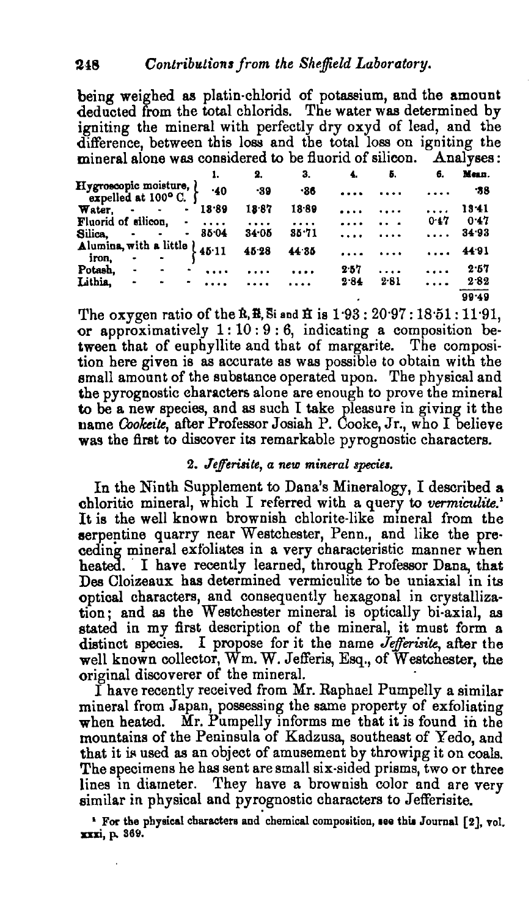being weighed as platin-chlorid of potassium, and the amount deducted from the total chlorids. The water was determined by igniting the mineral with perfectly dry oxyd of lead, and the difference, between this loss and the total loss on igniting the mineral alone was considered to be fluorid of silicon. Analyses:

| | 1. | 2. | 3. | 4. | 5. | 6. | Mean. |
|---|---|---|---|---|---|---|---|
| Hygroscopic moisture, expelled at 100° C. | ·40 | ·39 | ·36 | .... | .... | .... | ·38 |
| Water, | 13·89 | 13·87 | 13·89 | .... | .... | .... | 13·41 |
| Fluorid of silicon, | .... | .... | .... | .... | .. . | 0·47 | 0·47 |
| Silica, | 35·04 | 34·05 | 35·71 | .... | .... | .... | 34·93 |
| Alumina, with a little iron, | 45·11 | 45·28 | 44·35 | .... | .... | .... | 44·91 |
| Potash, | .... | .... | .... | 2·57 | .... | .... | 2·57 |
| Lithia, | .... | .... | .... | 2·84 | 2·81 | .... | 2·82 |
| | | | | | | | 99·49 |

The oxygen ratio of the $\dot{R}$, $\ddot{\ddot{R}}$, $\ddot{Si}$ and $\dot{H}$ is 1·93 : 20·97 : 18·51 : 11·91, or approximatively 1 : 10 : 9 : 6, indicating a composition between that of euphyllite and that of margarite. The composition here given is as accurate as was possible to obtain with the small amount of the substance operated upon. The physical and the pyrognostic characters alone are enough to prove the mineral to be a new species, and as such I take pleasure in giving it the name *Cookeite*, after Professor Josiah P. Cooke, Jr., who I believe was the first to discover its remarkable pyrognostic characters.

### 2. *Jefferisite, a new mineral species.*

In the Ninth Supplement to Dana's Mineralogy, I described a chloritic mineral, which I referred with a query to *vermiculite*.[1] It is the well known brownish chlorite-like mineral from the serpentine quarry near Westchester, Penn., and like the preceding mineral exfoliates in a very characteristic manner when heated. I have recently learned, through Professor Dana, that Des Cloizeaux has determined vermiculite to be uniaxial in its optical characters, and consequently hexagonal in crystallization; and as the Westchester mineral is optically bi-axial, as stated in my first description of the mineral, it must form a distinct species. I propose for it the name *Jefferisite*, after the well known collector, Wm. W. Jefferis, Esq., of Westchester, the original discoverer of the mineral.

I have recently received from Mr. Raphael Pumpelly a similar mineral from Japan, possessing the same property of exfoliating when heated. Mr. Pumpelly informs me that it is found in the mountains of the Peninsula of Kadzusa, southeast of Yedo, and that it is used as an object of amusement by throwing it on coals. The specimens he has sent are small six-sided prisms, two or three lines in diameter. They have a brownish color and are very similar in physical and pyrognostic characters to Jefferisite.

[1] For the physical characters and chemical composition, see this Journal [2], vol. xxxi, p. 369.